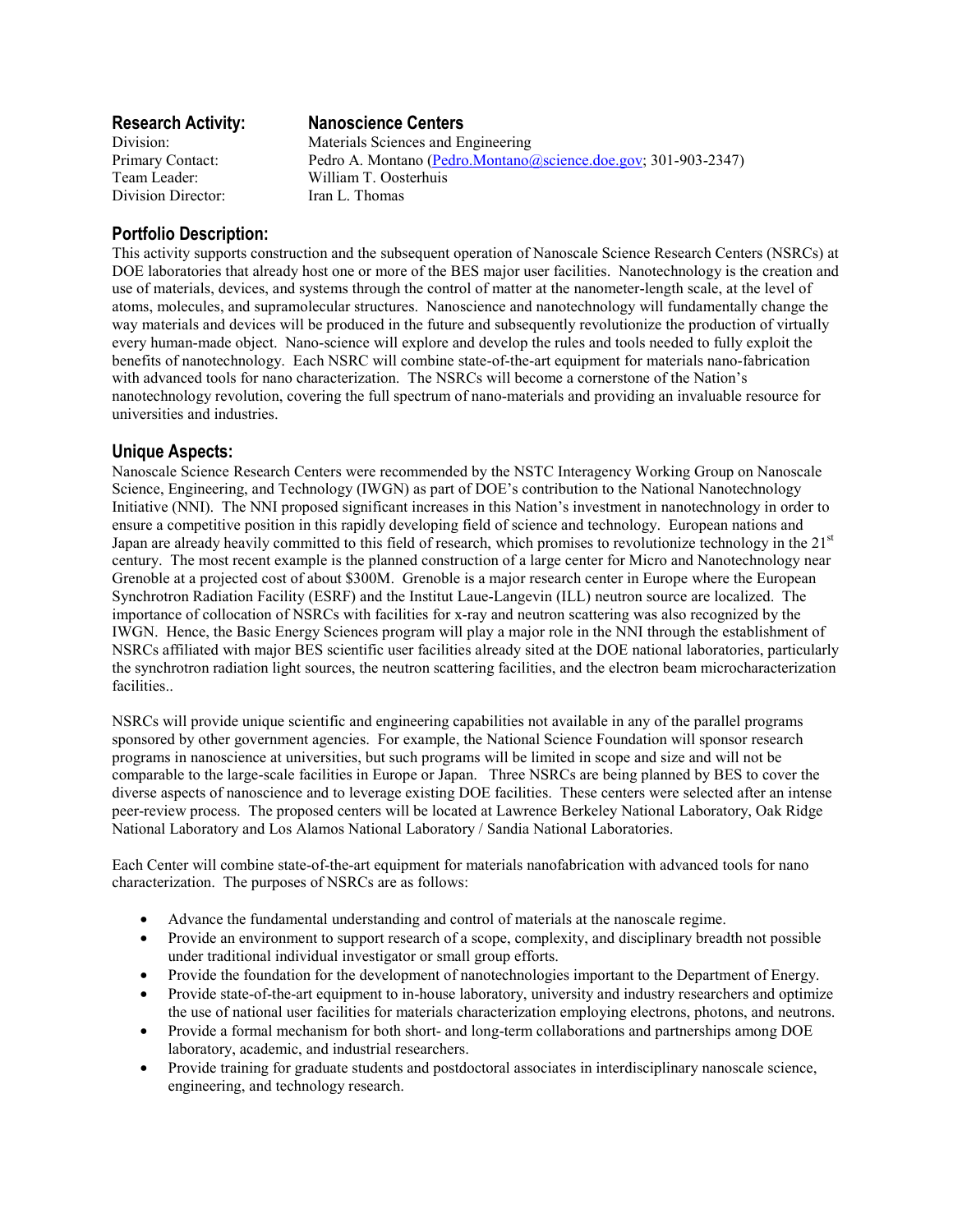**Research Activity:** **Nanoscience Centers**

Division: Materials Sciences and Engineering
Primary Contact: Pedro A. Montano (Pedro.Montano@science.doe.gov; 301-903-2347)
Team Leader: William T. Oosterhuis
Division Director: Iran L. Thomas

## Portfolio Description:

This activity supports construction and the subsequent operation of Nanoscale Science Research Centers (NSRCs) at DOE laboratories that already host one or more of the BES major user facilities. Nanotechnology is the creation and use of materials, devices, and systems through the control of matter at the nanometer-length scale, at the level of atoms, molecules, and supramolecular structures. Nanoscience and nanotechnology will fundamentally change the way materials and devices will be produced in the future and subsequently revolutionize the production of virtually every human-made object. Nano-science will explore and develop the rules and tools needed to fully exploit the benefits of nanotechnology. Each NSRC will combine state-of-the-art equipment for materials nano-fabrication with advanced tools for nano characterization. The NSRCs will become a cornerstone of the Nation's nanotechnology revolution, covering the full spectrum of nano-materials and providing an invaluable resource for universities and industries.

## Unique Aspects:

Nanoscale Science Research Centers were recommended by the NSTC Interagency Working Group on Nanoscale Science, Engineering, and Technology (IWGN) as part of DOE's contribution to the National Nanotechnology Initiative (NNI). The NNI proposed significant increases in this Nation's investment in nanotechnology in order to ensure a competitive position in this rapidly developing field of science and technology. European nations and Japan are already heavily committed to this field of research, which promises to revolutionize technology in the 21st century. The most recent example is the planned construction of a large center for Micro and Nanotechnology near Grenoble at a projected cost of about $300M. Grenoble is a major research center in Europe where the European Synchrotron Radiation Facility (ESRF) and the Institut Laue-Langevin (ILL) neutron source are localized. The importance of collocation of NSRCs with facilities for x-ray and neutron scattering was also recognized by the IWGN. Hence, the Basic Energy Sciences program will play a major role in the NNI through the establishment of NSRCs affiliated with major BES scientific user facilities already sited at the DOE national laboratories, particularly the synchrotron radiation light sources, the neutron scattering facilities, and the electron beam microcharacterization facilities..

NSRCs will provide unique scientific and engineering capabilities not available in any of the parallel programs sponsored by other government agencies. For example, the National Science Foundation will sponsor research programs in nanoscience at universities, but such programs will be limited in scope and size and will not be comparable to the large-scale facilities in Europe or Japan. Three NSRCs are being planned by BES to cover the diverse aspects of nanoscience and to leverage existing DOE facilities. These centers were selected after an intense peer-review process. The proposed centers will be located at Lawrence Berkeley National Laboratory, Oak Ridge National Laboratory and Los Alamos National Laboratory / Sandia National Laboratories.

Each Center will combine state-of-the-art equipment for materials nanofabrication with advanced tools for nano characterization. The purposes of NSRCs are as follows:

- Advance the fundamental understanding and control of materials at the nanoscale regime.
- Provide an environment to support research of a scope, complexity, and disciplinary breadth not possible under traditional individual investigator or small group efforts.
- Provide the foundation for the development of nanotechnologies important to the Department of Energy.
- Provide state-of-the-art equipment to in-house laboratory, university and industry researchers and optimize the use of national user facilities for materials characterization employing electrons, photons, and neutrons.
- Provide a formal mechanism for both short- and long-term collaborations and partnerships among DOE laboratory, academic, and industrial researchers.
- Provide training for graduate students and postdoctoral associates in interdisciplinary nanoscale science, engineering, and technology research.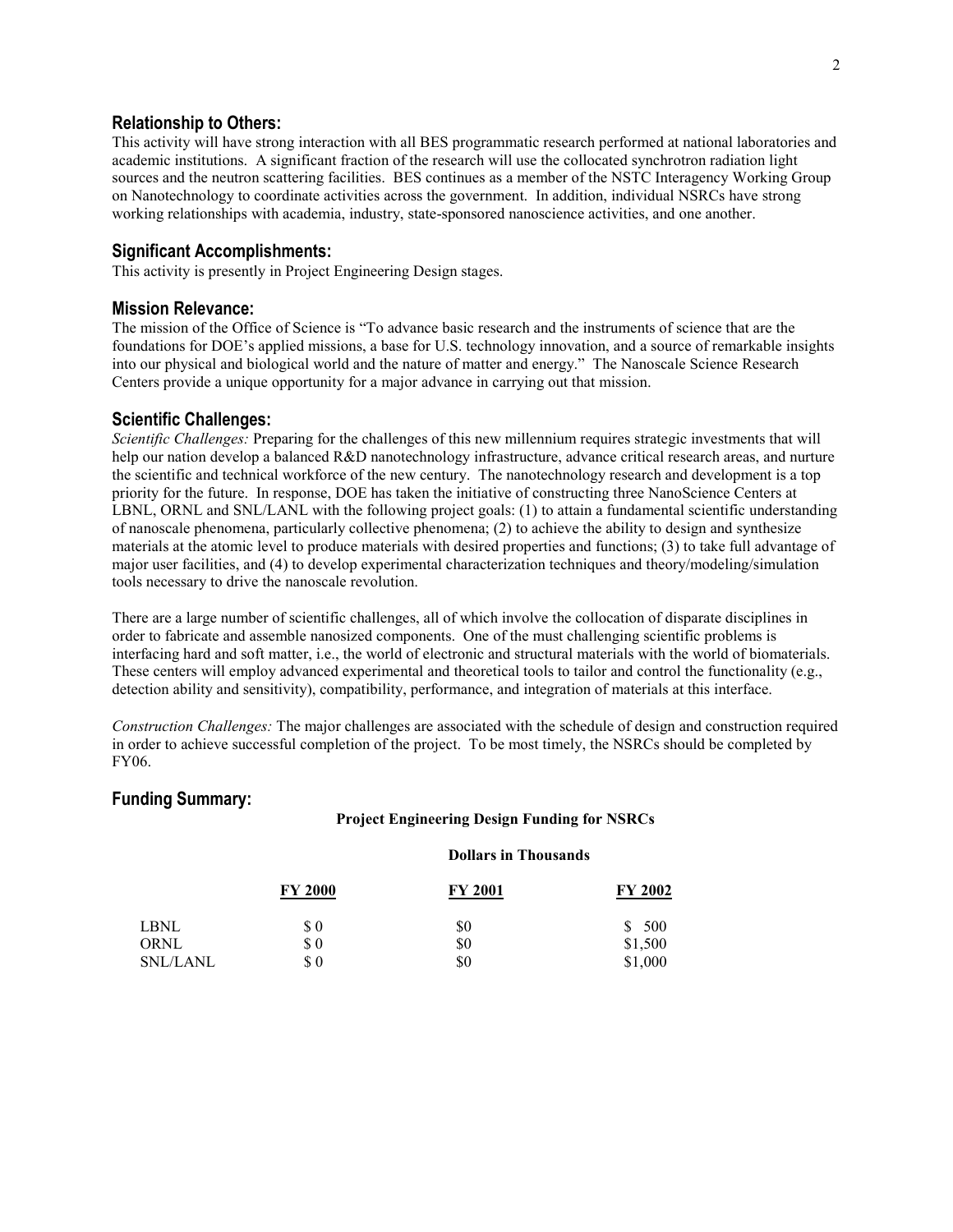## Relationship to Others:

This activity will have strong interaction with all BES programmatic research performed at national laboratories and academic institutions. A significant fraction of the research will use the collocated synchrotron radiation light sources and the neutron scattering facilities. BES continues as a member of the NSTC Interagency Working Group on Nanotechnology to coordinate activities across the government. In addition, individual NSRCs have strong working relationships with academia, industry, state-sponsored nanoscience activities, and one another.

## Significant Accomplishments:

This activity is presently in Project Engineering Design stages.

## Mission Relevance:

The mission of the Office of Science is "To advance basic research and the instruments of science that are the foundations for DOE's applied missions, a base for U.S. technology innovation, and a source of remarkable insights into our physical and biological world and the nature of matter and energy." The Nanoscale Science Research Centers provide a unique opportunity for a major advance in carrying out that mission.

## Scientific Challenges:

*Scientific Challenges:* Preparing for the challenges of this new millennium requires strategic investments that will help our nation develop a balanced R&D nanotechnology infrastructure, advance critical research areas, and nurture the scientific and technical workforce of the new century. The nanotechnology research and development is a top priority for the future. In response, DOE has taken the initiative of constructing three NanoScience Centers at LBNL, ORNL and SNL/LANL with the following project goals: (1) to attain a fundamental scientific understanding of nanoscale phenomena, particularly collective phenomena; (2) to achieve the ability to design and synthesize materials at the atomic level to produce materials with desired properties and functions; (3) to take full advantage of major user facilities, and (4) to develop experimental characterization techniques and theory/modeling/simulation tools necessary to drive the nanoscale revolution.

There are a large number of scientific challenges, all of which involve the collocation of disparate disciplines in order to fabricate and assemble nanosized components. One of the must challenging scientific problems is interfacing hard and soft matter, i.e., the world of electronic and structural materials with the world of biomaterials. These centers will employ advanced experimental and theoretical tools to tailor and control the functionality (e.g., detection ability and sensitivity), compatibility, performance, and integration of materials at this interface.

*Construction Challenges:* The major challenges are associated with the schedule of design and construction required in order to achieve successful completion of the project. To be most timely, the NSRCs should be completed by FY06.

## Funding Summary:

**Project Engineering Design Funding for NSRCs**

**Dollars in Thousands**

| | FY 2000 | FY 2001 | FY 2002 |
|---|---|---|---|
| LBNL | $ 0 | $0 | $ 500 |
| ORNL | $ 0 | $0 | $1,500 |
| SNL/LANL | $ 0 | $0 | $1,000 |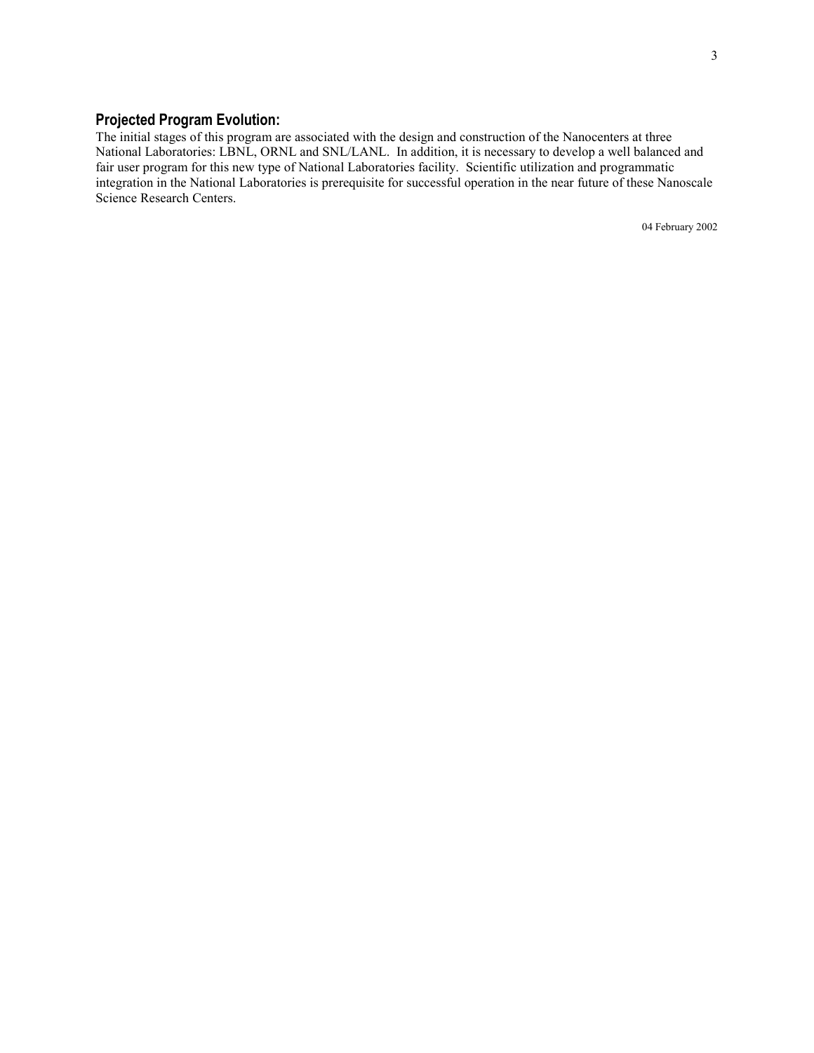## Projected Program Evolution:

The initial stages of this program are associated with the design and construction of the Nanocenters at three National Laboratories: LBNL, ORNL and SNL/LANL. In addition, it is necessary to develop a well balanced and fair user program for this new type of National Laboratories facility. Scientific utilization and programmatic integration in the National Laboratories is prerequisite for successful operation in the near future of these Nanoscale Science Research Centers.

04 February 2002